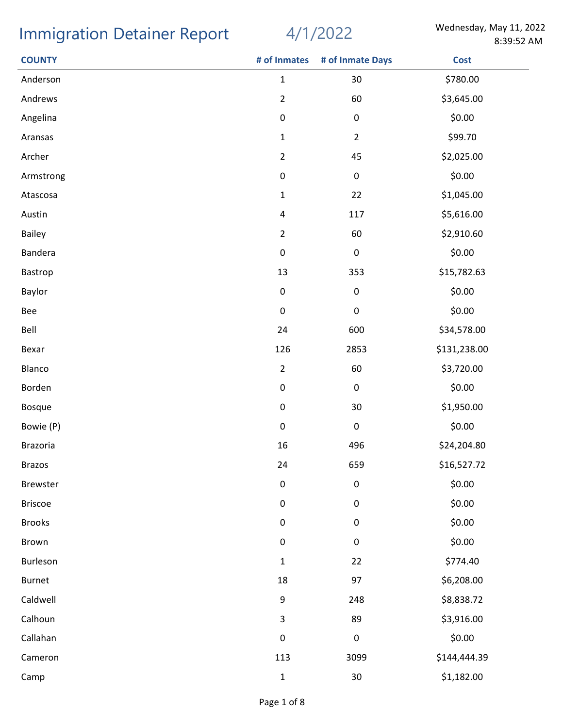# Immigration Detainer Report

4/1/2022

Wednesday, May 11, 2022
8:39:52 AM

| COUNTY | # of Inmates | # of Inmate Days | Cost |
|---|---|---|---|
| Anderson | 1 | 30 | $780.00 |
| Andrews | 2 | 60 | $3,645.00 |
| Angelina | 0 | 0 | $0.00 |
| Aransas | 1 | 2 | $99.70 |
| Archer | 2 | 45 | $2,025.00 |
| Armstrong | 0 | 0 | $0.00 |
| Atascosa | 1 | 22 | $1,045.00 |
| Austin | 4 | 117 | $5,616.00 |
| Bailey | 2 | 60 | $2,910.60 |
| Bandera | 0 | 0 | $0.00 |
| Bastrop | 13 | 353 | $15,782.63 |
| Baylor | 0 | 0 | $0.00 |
| Bee | 0 | 0 | $0.00 |
| Bell | 24 | 600 | $34,578.00 |
| Bexar | 126 | 2853 | $131,238.00 |
| Blanco | 2 | 60 | $3,720.00 |
| Borden | 0 | 0 | $0.00 |
| Bosque | 0 | 30 | $1,950.00 |
| Bowie (P) | 0 | 0 | $0.00 |
| Brazoria | 16 | 496 | $24,204.80 |
| Brazos | 24 | 659 | $16,527.72 |
| Brewster | 0 | 0 | $0.00 |
| Briscoe | 0 | 0 | $0.00 |
| Brooks | 0 | 0 | $0.00 |
| Brown | 0 | 0 | $0.00 |
| Burleson | 1 | 22 | $774.40 |
| Burnet | 18 | 97 | $6,208.00 |
| Caldwell | 9 | 248 | $8,838.72 |
| Calhoun | 3 | 89 | $3,916.00 |
| Callahan | 0 | 0 | $0.00 |
| Cameron | 113 | 3099 | $144,444.39 |
| Camp | 1 | 30 | $1,182.00 |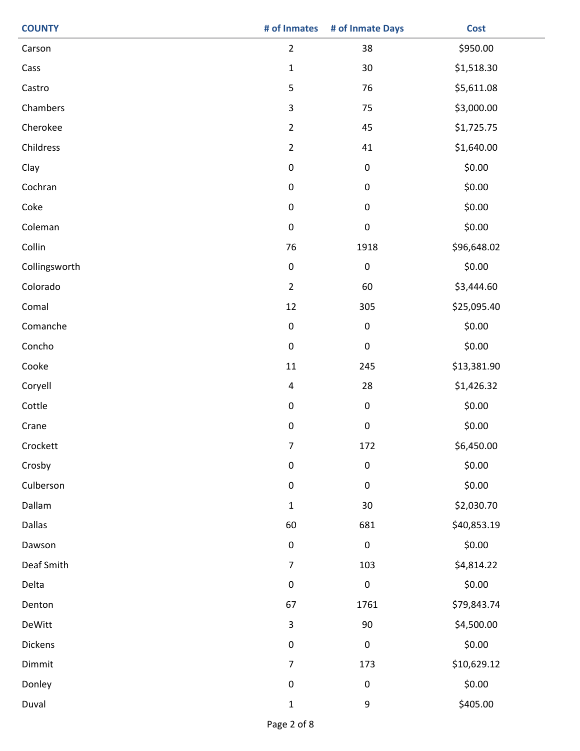| COUNTY | # of Inmates | # of Inmate Days | Cost |
|---|---|---|---|
| Carson | 2 | 38 | $950.00 |
| Cass | 1 | 30 | $1,518.30 |
| Castro | 5 | 76 | $5,611.08 |
| Chambers | 3 | 75 | $3,000.00 |
| Cherokee | 2 | 45 | $1,725.75 |
| Childress | 2 | 41 | $1,640.00 |
| Clay | 0 | 0 | $0.00 |
| Cochran | 0 | 0 | $0.00 |
| Coke | 0 | 0 | $0.00 |
| Coleman | 0 | 0 | $0.00 |
| Collin | 76 | 1918 | $96,648.02 |
| Collingsworth | 0 | 0 | $0.00 |
| Colorado | 2 | 60 | $3,444.60 |
| Comal | 12 | 305 | $25,095.40 |
| Comanche | 0 | 0 | $0.00 |
| Concho | 0 | 0 | $0.00 |
| Cooke | 11 | 245 | $13,381.90 |
| Coryell | 4 | 28 | $1,426.32 |
| Cottle | 0 | 0 | $0.00 |
| Crane | 0 | 0 | $0.00 |
| Crockett | 7 | 172 | $6,450.00 |
| Crosby | 0 | 0 | $0.00 |
| Culberson | 0 | 0 | $0.00 |
| Dallam | 1 | 30 | $2,030.70 |
| Dallas | 60 | 681 | $40,853.19 |
| Dawson | 0 | 0 | $0.00 |
| Deaf Smith | 7 | 103 | $4,814.22 |
| Delta | 0 | 0 | $0.00 |
| Denton | 67 | 1761 | $79,843.74 |
| DeWitt | 3 | 90 | $4,500.00 |
| Dickens | 0 | 0 | $0.00 |
| Dimmit | 7 | 173 | $10,629.12 |
| Donley | 0 | 0 | $0.00 |
| Duval | 1 | 9 | $405.00 |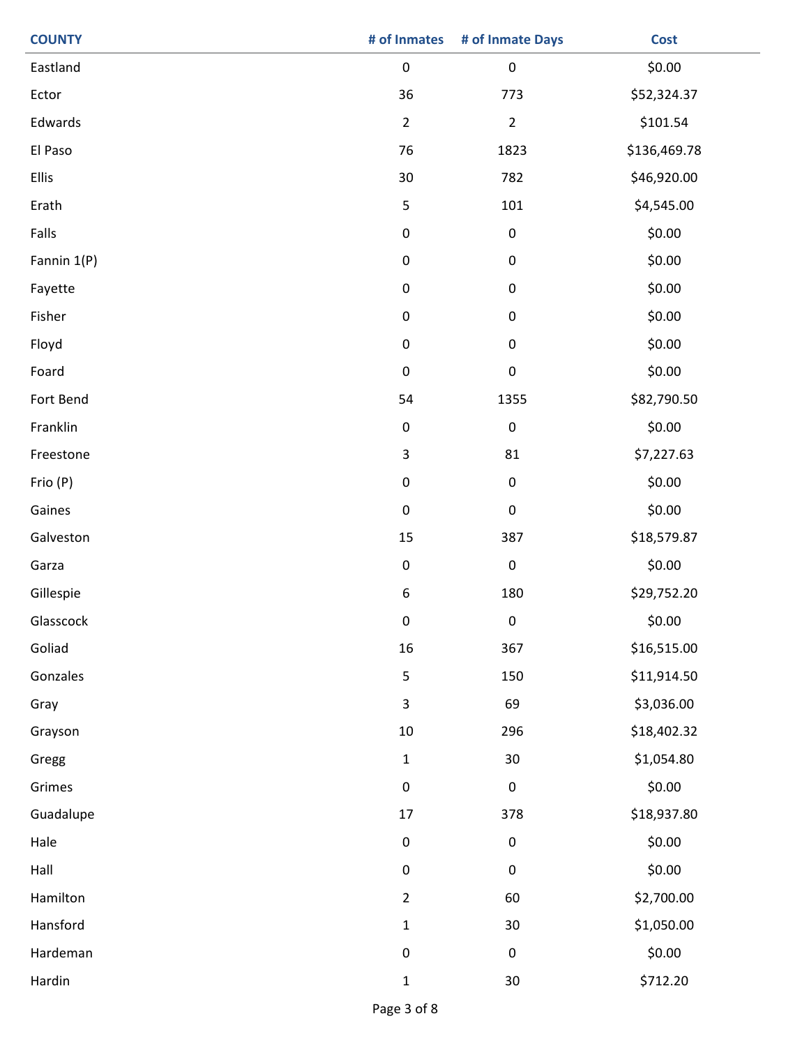| COUNTY | # of Inmates | # of Inmate Days | Cost |
|---|---|---|---|
| Eastland | 0 | 0 | $0.00 |
| Ector | 36 | 773 | $52,324.37 |
| Edwards | 2 | 2 | $101.54 |
| El Paso | 76 | 1823 | $136,469.78 |
| Ellis | 30 | 782 | $46,920.00 |
| Erath | 5 | 101 | $4,545.00 |
| Falls | 0 | 0 | $0.00 |
| Fannin 1(P) | 0 | 0 | $0.00 |
| Fayette | 0 | 0 | $0.00 |
| Fisher | 0 | 0 | $0.00 |
| Floyd | 0 | 0 | $0.00 |
| Foard | 0 | 0 | $0.00 |
| Fort Bend | 54 | 1355 | $82,790.50 |
| Franklin | 0 | 0 | $0.00 |
| Freestone | 3 | 81 | $7,227.63 |
| Frio (P) | 0 | 0 | $0.00 |
| Gaines | 0 | 0 | $0.00 |
| Galveston | 15 | 387 | $18,579.87 |
| Garza | 0 | 0 | $0.00 |
| Gillespie | 6 | 180 | $29,752.20 |
| Glasscock | 0 | 0 | $0.00 |
| Goliad | 16 | 367 | $16,515.00 |
| Gonzales | 5 | 150 | $11,914.50 |
| Gray | 3 | 69 | $3,036.00 |
| Grayson | 10 | 296 | $18,402.32 |
| Gregg | 1 | 30 | $1,054.80 |
| Grimes | 0 | 0 | $0.00 |
| Guadalupe | 17 | 378 | $18,937.80 |
| Hale | 0 | 0 | $0.00 |
| Hall | 0 | 0 | $0.00 |
| Hamilton | 2 | 60 | $2,700.00 |
| Hansford | 1 | 30 | $1,050.00 |
| Hardeman | 0 | 0 | $0.00 |
| Hardin | 1 | 30 | $712.20 |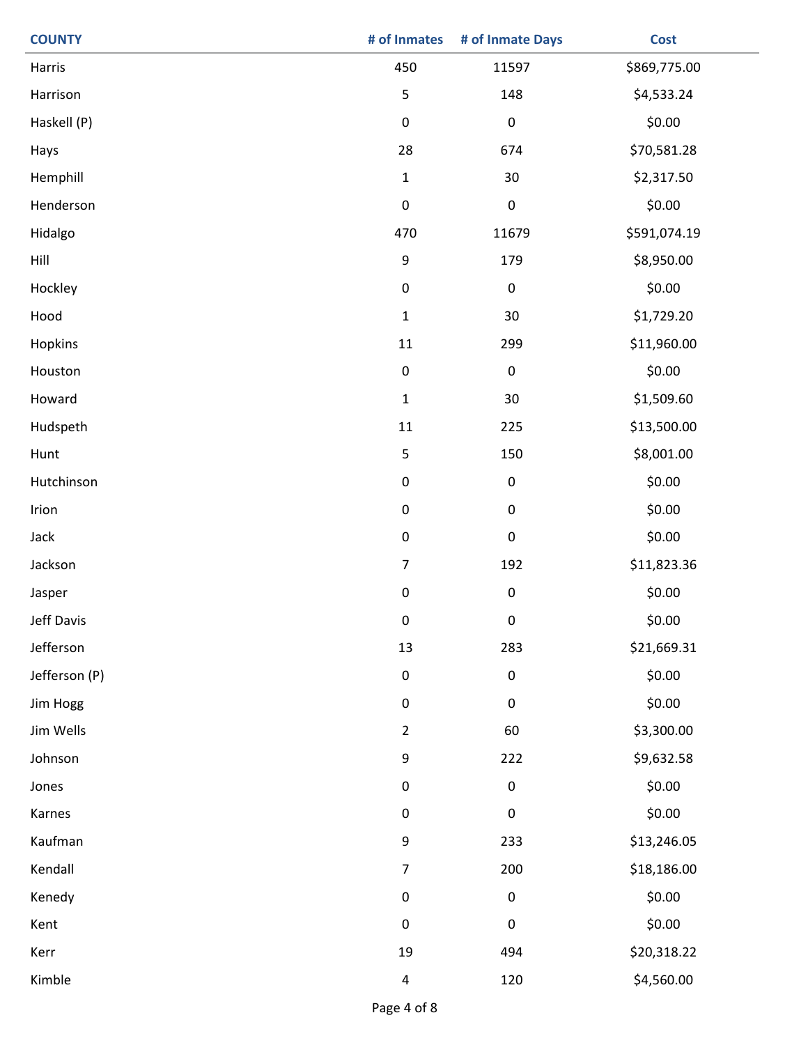| COUNTY | # of Inmates | # of Inmate Days | Cost |
|---|---|---|---|
| Harris | 450 | 11597 | $869,775.00 |
| Harrison | 5 | 148 | $4,533.24 |
| Haskell (P) | 0 | 0 | $0.00 |
| Hays | 28 | 674 | $70,581.28 |
| Hemphill | 1 | 30 | $2,317.50 |
| Henderson | 0 | 0 | $0.00 |
| Hidalgo | 470 | 11679 | $591,074.19 |
| Hill | 9 | 179 | $8,950.00 |
| Hockley | 0 | 0 | $0.00 |
| Hood | 1 | 30 | $1,729.20 |
| Hopkins | 11 | 299 | $11,960.00 |
| Houston | 0 | 0 | $0.00 |
| Howard | 1 | 30 | $1,509.60 |
| Hudspeth | 11 | 225 | $13,500.00 |
| Hunt | 5 | 150 | $8,001.00 |
| Hutchinson | 0 | 0 | $0.00 |
| Irion | 0 | 0 | $0.00 |
| Jack | 0 | 0 | $0.00 |
| Jackson | 7 | 192 | $11,823.36 |
| Jasper | 0 | 0 | $0.00 |
| Jeff Davis | 0 | 0 | $0.00 |
| Jefferson | 13 | 283 | $21,669.31 |
| Jefferson (P) | 0 | 0 | $0.00 |
| Jim Hogg | 0 | 0 | $0.00 |
| Jim Wells | 2 | 60 | $3,300.00 |
| Johnson | 9 | 222 | $9,632.58 |
| Jones | 0 | 0 | $0.00 |
| Karnes | 0 | 0 | $0.00 |
| Kaufman | 9 | 233 | $13,246.05 |
| Kendall | 7 | 200 | $18,186.00 |
| Kenedy | 0 | 0 | $0.00 |
| Kent | 0 | 0 | $0.00 |
| Kerr | 19 | 494 | $20,318.22 |
| Kimble | 4 | 120 | $4,560.00 |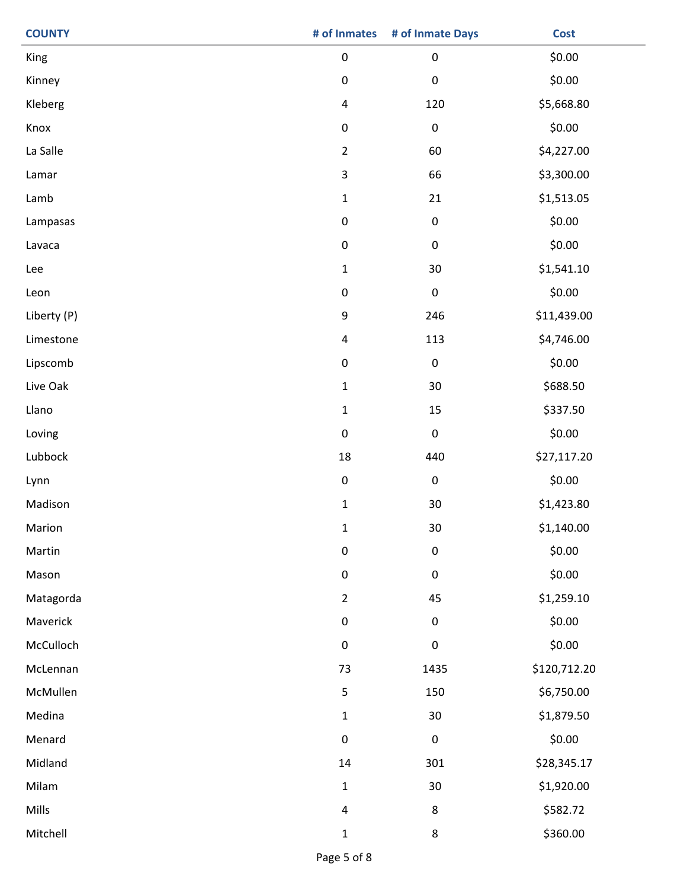| COUNTY | # of Inmates | # of Inmate Days | Cost |
|---|---|---|---|
| King | 0 | 0 | $0.00 |
| Kinney | 0 | 0 | $0.00 |
| Kleberg | 4 | 120 | $5,668.80 |
| Knox | 0 | 0 | $0.00 |
| La Salle | 2 | 60 | $4,227.00 |
| Lamar | 3 | 66 | $3,300.00 |
| Lamb | 1 | 21 | $1,513.05 |
| Lampasas | 0 | 0 | $0.00 |
| Lavaca | 0 | 0 | $0.00 |
| Lee | 1 | 30 | $1,541.10 |
| Leon | 0 | 0 | $0.00 |
| Liberty (P) | 9 | 246 | $11,439.00 |
| Limestone | 4 | 113 | $4,746.00 |
| Lipscomb | 0 | 0 | $0.00 |
| Live Oak | 1 | 30 | $688.50 |
| Llano | 1 | 15 | $337.50 |
| Loving | 0 | 0 | $0.00 |
| Lubbock | 18 | 440 | $27,117.20 |
| Lynn | 0 | 0 | $0.00 |
| Madison | 1 | 30 | $1,423.80 |
| Marion | 1 | 30 | $1,140.00 |
| Martin | 0 | 0 | $0.00 |
| Mason | 0 | 0 | $0.00 |
| Matagorda | 2 | 45 | $1,259.10 |
| Maverick | 0 | 0 | $0.00 |
| McCulloch | 0 | 0 | $0.00 |
| McLennan | 73 | 1435 | $120,712.20 |
| McMullen | 5 | 150 | $6,750.00 |
| Medina | 1 | 30 | $1,879.50 |
| Menard | 0 | 0 | $0.00 |
| Midland | 14 | 301 | $28,345.17 |
| Milam | 1 | 30 | $1,920.00 |
| Mills | 4 | 8 | $582.72 |
| Mitchell | 1 | 8 | $360.00 |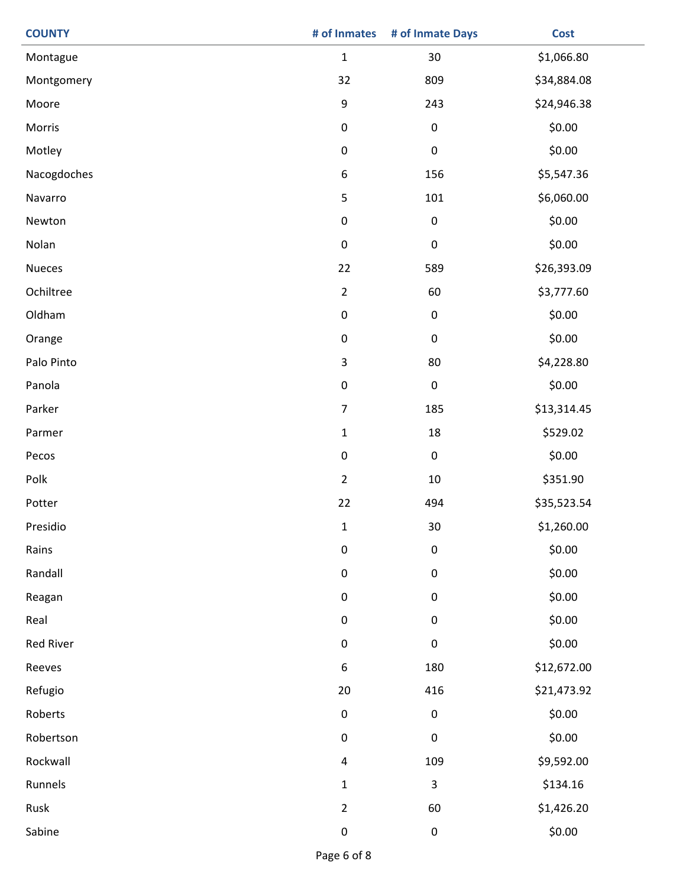| COUNTY | # of Inmates | # of Inmate Days | Cost |
|---|---|---|---|
| Montague | 1 | 30 | $1,066.80 |
| Montgomery | 32 | 809 | $34,884.08 |
| Moore | 9 | 243 | $24,946.38 |
| Morris | 0 | 0 | $0.00 |
| Motley | 0 | 0 | $0.00 |
| Nacogdoches | 6 | 156 | $5,547.36 |
| Navarro | 5 | 101 | $6,060.00 |
| Newton | 0 | 0 | $0.00 |
| Nolan | 0 | 0 | $0.00 |
| Nueces | 22 | 589 | $26,393.09 |
| Ochiltree | 2 | 60 | $3,777.60 |
| Oldham | 0 | 0 | $0.00 |
| Orange | 0 | 0 | $0.00 |
| Palo Pinto | 3 | 80 | $4,228.80 |
| Panola | 0 | 0 | $0.00 |
| Parker | 7 | 185 | $13,314.45 |
| Parmer | 1 | 18 | $529.02 |
| Pecos | 0 | 0 | $0.00 |
| Polk | 2 | 10 | $351.90 |
| Potter | 22 | 494 | $35,523.54 |
| Presidio | 1 | 30 | $1,260.00 |
| Rains | 0 | 0 | $0.00 |
| Randall | 0 | 0 | $0.00 |
| Reagan | 0 | 0 | $0.00 |
| Real | 0 | 0 | $0.00 |
| Red River | 0 | 0 | $0.00 |
| Reeves | 6 | 180 | $12,672.00 |
| Refugio | 20 | 416 | $21,473.92 |
| Roberts | 0 | 0 | $0.00 |
| Robertson | 0 | 0 | $0.00 |
| Rockwall | 4 | 109 | $9,592.00 |
| Runnels | 1 | 3 | $134.16 |
| Rusk | 2 | 60 | $1,426.20 |
| Sabine | 0 | 0 | $0.00 |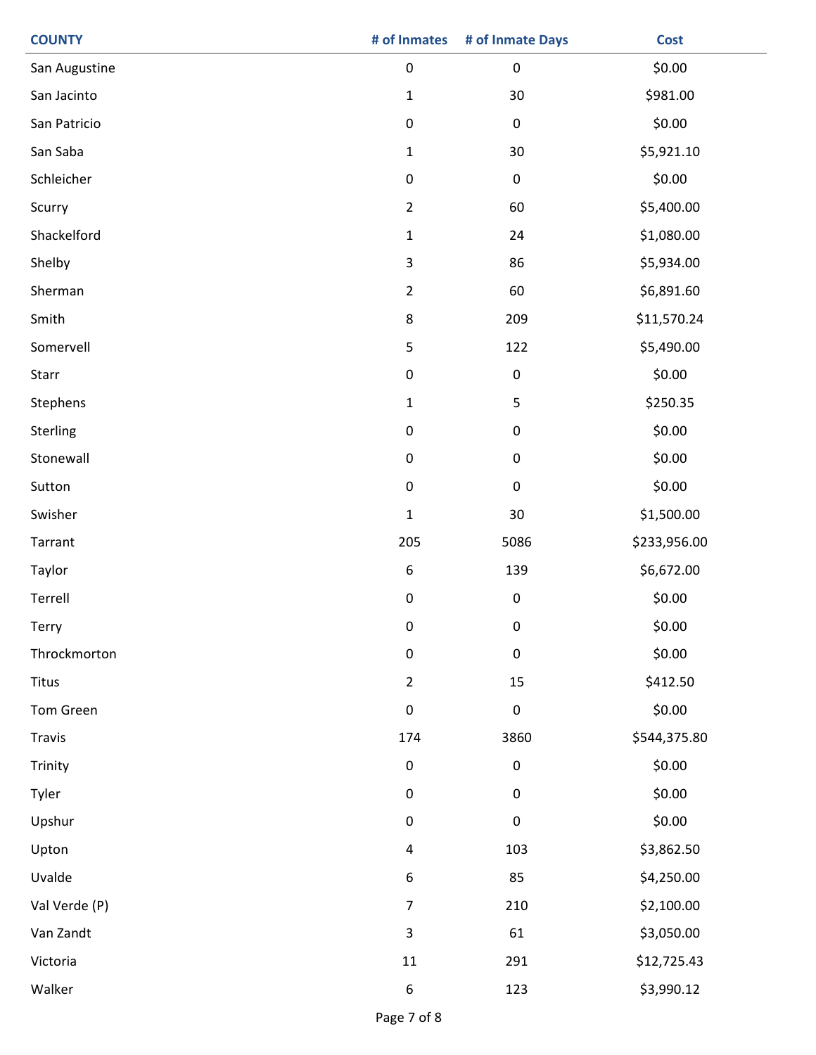| COUNTY | # of Inmates | # of Inmate Days | Cost |
|---|---|---|---|
| San Augustine | 0 | 0 | $0.00 |
| San Jacinto | 1 | 30 | $981.00 |
| San Patricio | 0 | 0 | $0.00 |
| San Saba | 1 | 30 | $5,921.10 |
| Schleicher | 0 | 0 | $0.00 |
| Scurry | 2 | 60 | $5,400.00 |
| Shackelford | 1 | 24 | $1,080.00 |
| Shelby | 3 | 86 | $5,934.00 |
| Sherman | 2 | 60 | $6,891.60 |
| Smith | 8 | 209 | $11,570.24 |
| Somervell | 5 | 122 | $5,490.00 |
| Starr | 0 | 0 | $0.00 |
| Stephens | 1 | 5 | $250.35 |
| Sterling | 0 | 0 | $0.00 |
| Stonewall | 0 | 0 | $0.00 |
| Sutton | 0 | 0 | $0.00 |
| Swisher | 1 | 30 | $1,500.00 |
| Tarrant | 205 | 5086 | $233,956.00 |
| Taylor | 6 | 139 | $6,672.00 |
| Terrell | 0 | 0 | $0.00 |
| Terry | 0 | 0 | $0.00 |
| Throckmorton | 0 | 0 | $0.00 |
| Titus | 2 | 15 | $412.50 |
| Tom Green | 0 | 0 | $0.00 |
| Travis | 174 | 3860 | $544,375.80 |
| Trinity | 0 | 0 | $0.00 |
| Tyler | 0 | 0 | $0.00 |
| Upshur | 0 | 0 | $0.00 |
| Upton | 4 | 103 | $3,862.50 |
| Uvalde | 6 | 85 | $4,250.00 |
| Val Verde (P) | 7 | 210 | $2,100.00 |
| Van Zandt | 3 | 61 | $3,050.00 |
| Victoria | 11 | 291 | $12,725.43 |
| Walker | 6 | 123 | $3,990.12 |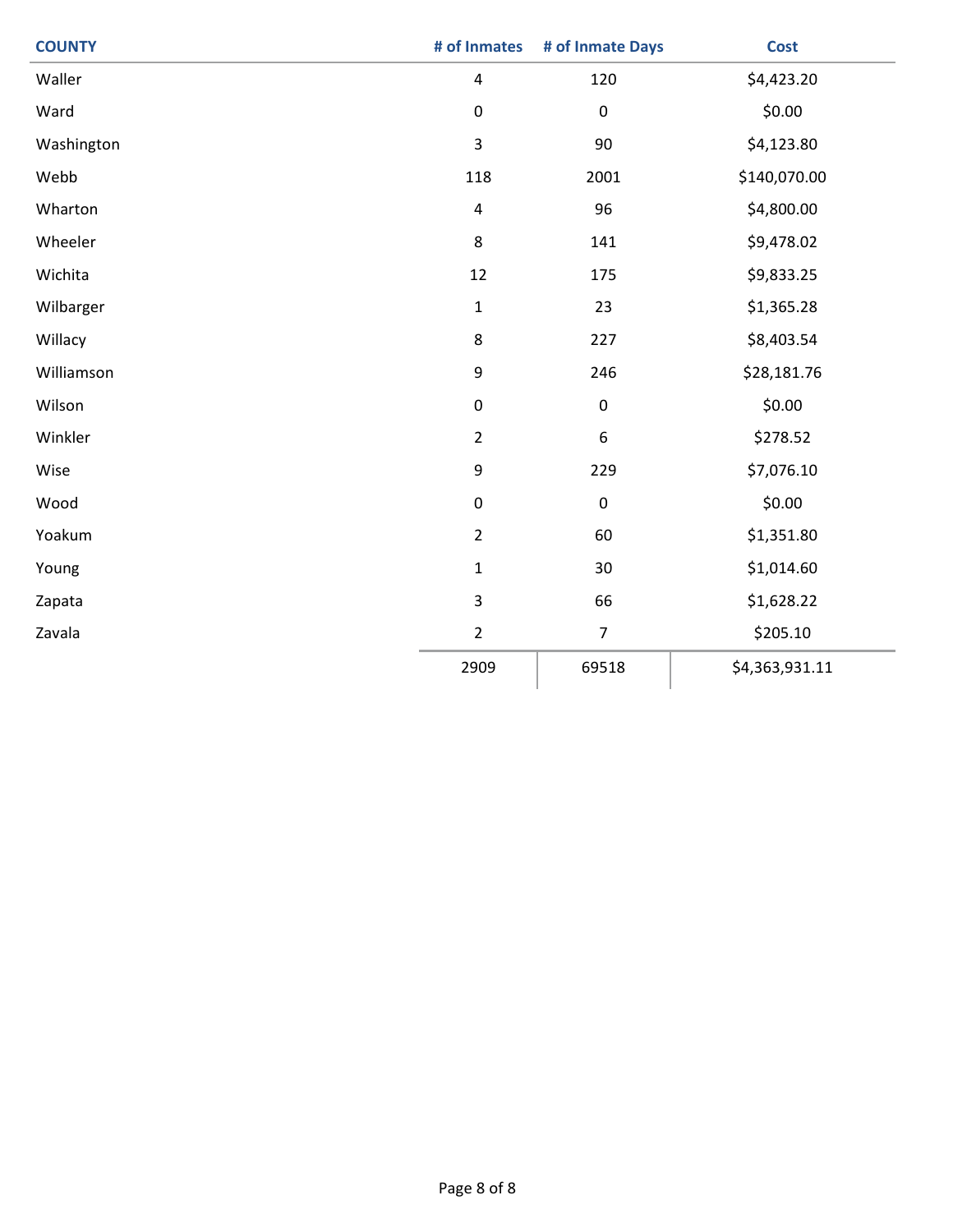| COUNTY | # of Inmates | # of Inmate Days | Cost |
|---|---|---|---|
| Waller | 4 | 120 | $4,423.20 |
| Ward | 0 | 0 | $0.00 |
| Washington | 3 | 90 | $4,123.80 |
| Webb | 118 | 2001 | $140,070.00 |
| Wharton | 4 | 96 | $4,800.00 |
| Wheeler | 8 | 141 | $9,478.02 |
| Wichita | 12 | 175 | $9,833.25 |
| Wilbarger | 1 | 23 | $1,365.28 |
| Willacy | 8 | 227 | $8,403.54 |
| Williamson | 9 | 246 | $28,181.76 |
| Wilson | 0 | 0 | $0.00 |
| Winkler | 2 | 6 | $278.52 |
| Wise | 9 | 229 | $7,076.10 |
| Wood | 0 | 0 | $0.00 |
| Yoakum | 2 | 60 | $1,351.80 |
| Young | 1 | 30 | $1,014.60 |
| Zapata | 3 | 66 | $1,628.22 |
| Zavala | 2 | 7 | $205.10 |
| | 2909 | 69518 | $4,363,931.11 |